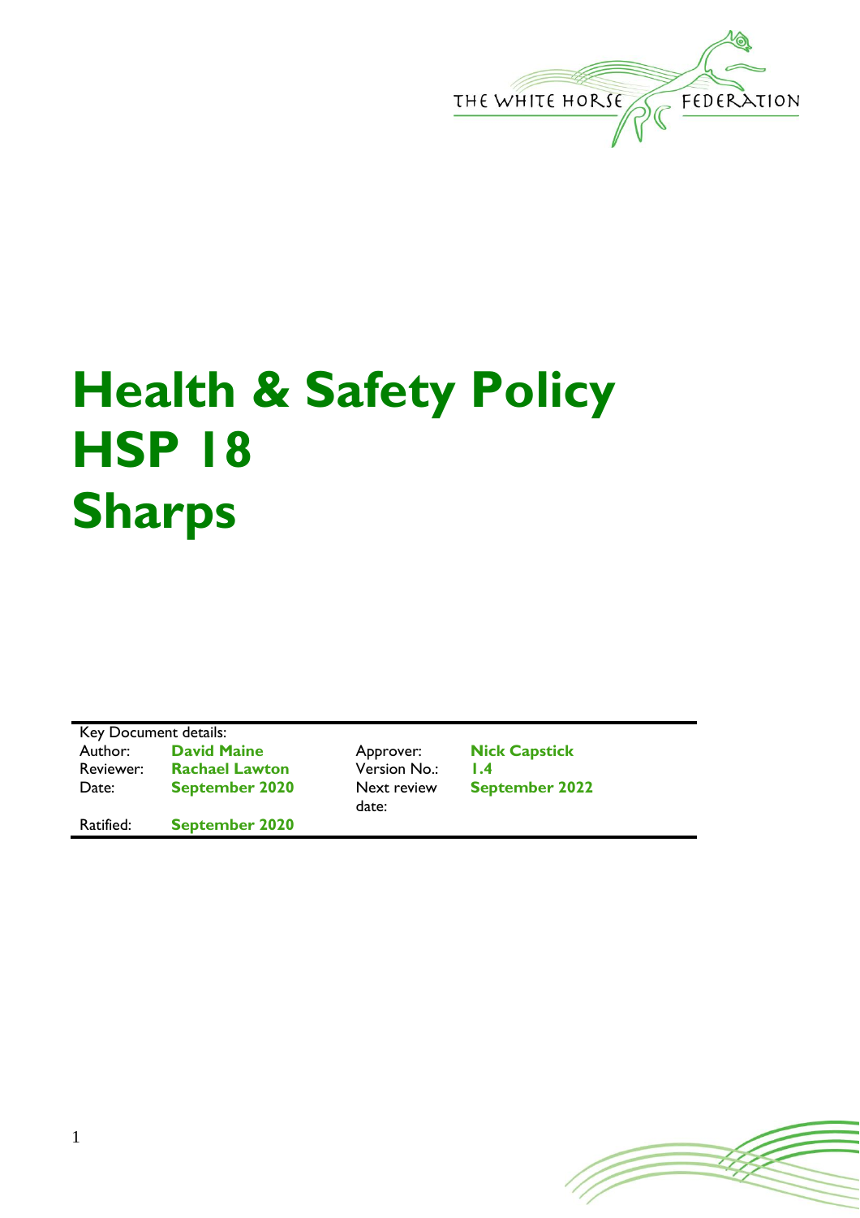THE WHITE HORSE FEDERATION

# Health & Safety Policy HSP 18 Sharps

| | | | |
|---|---|---|---|
| Key Document details: | | | |
| Author: | **David Maine** | Approver: | **Nick Capstick** |
| Reviewer: | **Rachael Lawton** | Version No.: | **1.4** |
| Date: | **September 2020** | Next review date: | **September 2022** |
| Ratified: | **September 2020** | | |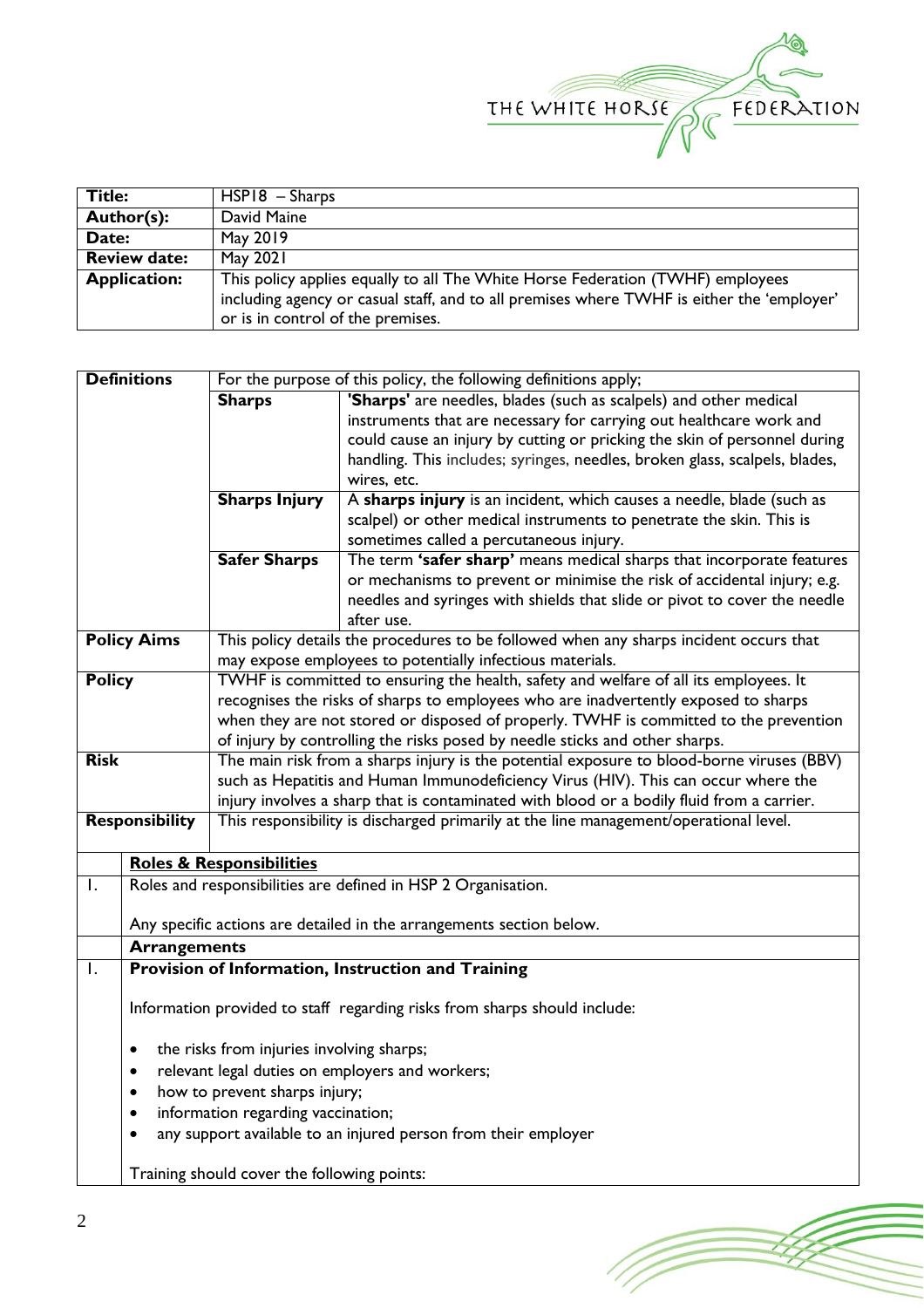| | |
|---|---|
| **Title:** | HSP18 – Sharps |
| **Author(s):** | David Maine |
| **Date:** | May 2019 |
| **Review date:** | May 2021 |
| **Application:** | This policy applies equally to all The White Horse Federation (TWHF) employees including agency or casual staff, and to all premises where TWHF is either the 'employer' or is in control of the premises. |

| | | |
|---|---|---|
| **Definitions** | For the purpose of this policy, the following definitions apply; | |
| | **Sharps** | **'Sharps'** are needles, blades (such as scalpels) and other medical instruments that are necessary for carrying out healthcare work and could cause an injury by cutting or pricking the skin of personnel during handling. This includes; syringes, needles, broken glass, scalpels, blades, wires, etc. |
| | **Sharps Injury** | A **sharps injury** is an incident, which causes a needle, blade (such as scalpel) or other medical instruments to penetrate the skin. This is sometimes called a percutaneous injury. |
| | **Safer Sharps** | The term **'safer sharp'** means medical sharps that incorporate features or mechanisms to prevent or minimise the risk of accidental injury; e.g. needles and syringes with shields that slide or pivot to cover the needle after use. |
| **Policy Aims** | This policy details the procedures to be followed when any sharps incident occurs that may expose employees to potentially infectious materials. | |
| **Policy** | TWHF is committed to ensuring the health, safety and welfare of all its employees. It recognises the risks of sharps to employees who are inadvertently exposed to sharps when they are not stored or disposed of properly. TWHF is committed to the prevention of injury by controlling the risks posed by needle sticks and other sharps. | |
| **Risk** | The main risk from a sharps injury is the potential exposure to blood-borne viruses (BBV) such as Hepatitis and Human Immunodeficiency Virus (HIV). This can occur where the injury involves a sharp that is contaminated with blood or a bodily fluid from a carrier. | |
| **Responsibility** | This responsibility is discharged primarily at the line management/operational level. | |

| | |
|---|---|
| | **Roles & Responsibilities** |
| 1. | Roles and responsibilities are defined in HSP 2 Organisation.<br><br>Any specific actions are detailed in the arrangements section below. |
| | **Arrangements** |
| 1. | **Provision of Information, Instruction and Training**<br><br>Information provided to staff regarding risks from sharps should include:<br><br>• the risks from injuries involving sharps;<br>• relevant legal duties on employers and workers;<br>• how to prevent sharps injury;<br>• information regarding vaccination;<br>• any support available to an injured person from their employer<br><br>Training should cover the following points: |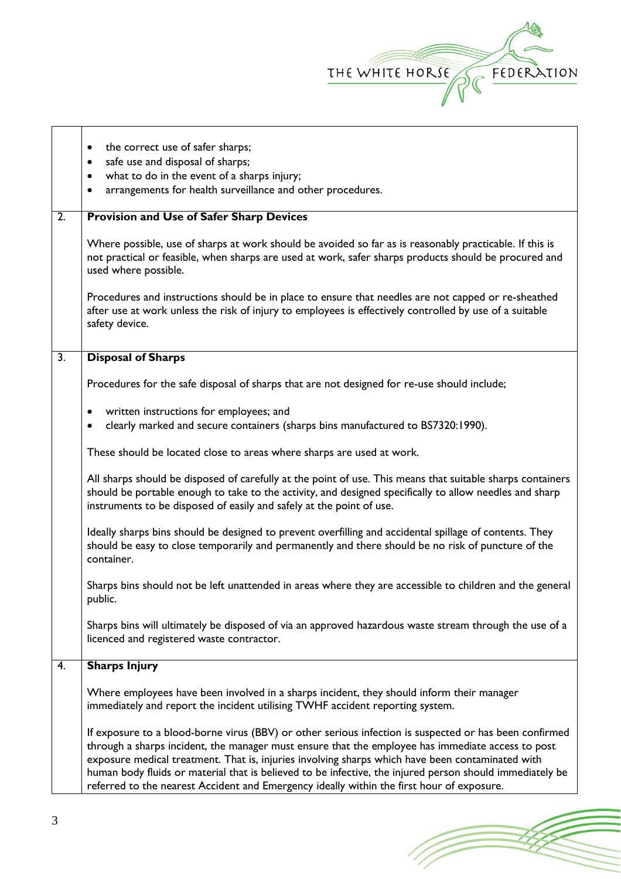| | |
|---|---|
| | • the correct use of safer sharps;<br>• safe use and disposal of sharps;<br>• what to do in the event of a sharps injury;<br>• arrangements for health surveillance and other procedures. |
| 2. | **Provision and Use of Safer Sharp Devices**<br><br>Where possible, use of sharps at work should be avoided so far as is reasonably practicable. If this is not practical or feasible, when sharps are used at work, safer sharps products should be procured and used where possible.<br><br>Procedures and instructions should be in place to ensure that needles are not capped or re-sheathed after use at work unless the risk of injury to employees is effectively controlled by use of a suitable safety device. |
| 3. | **Disposal of Sharps**<br><br>Procedures for the safe disposal of sharps that are not designed for re-use should include;<br><br>• written instructions for employees; and<br>• clearly marked and secure containers (sharps bins manufactured to BS7320:1990).<br><br>These should be located close to areas where sharps are used at work.<br><br>All sharps should be disposed of carefully at the point of use. This means that suitable sharps containers should be portable enough to take to the activity, and designed specifically to allow needles and sharp instruments to be disposed of easily and safely at the point of use.<br><br>Ideally sharps bins should be designed to prevent overfilling and accidental spillage of contents. They should be easy to close temporarily and permanently and there should be no risk of puncture of the container.<br><br>Sharps bins should not be left unattended in areas where they are accessible to children and the general public.<br><br>Sharps bins will ultimately be disposed of via an approved hazardous waste stream through the use of a licenced and registered waste contractor. |
| 4. | **Sharps Injury**<br><br>Where employees have been involved in a sharps incident, they should inform their manager immediately and report the incident utilising TWHF accident reporting system.<br><br>If exposure to a blood-borne virus (BBV) or other serious infection is suspected or has been confirmed through a sharps incident, the manager must ensure that the employee has immediate access to post exposure medical treatment. That is, injuries involving sharps which have been contaminated with human body fluids or material that is believed to be infective, the injured person should immediately be referred to the nearest Accident and Emergency ideally within the first hour of exposure. |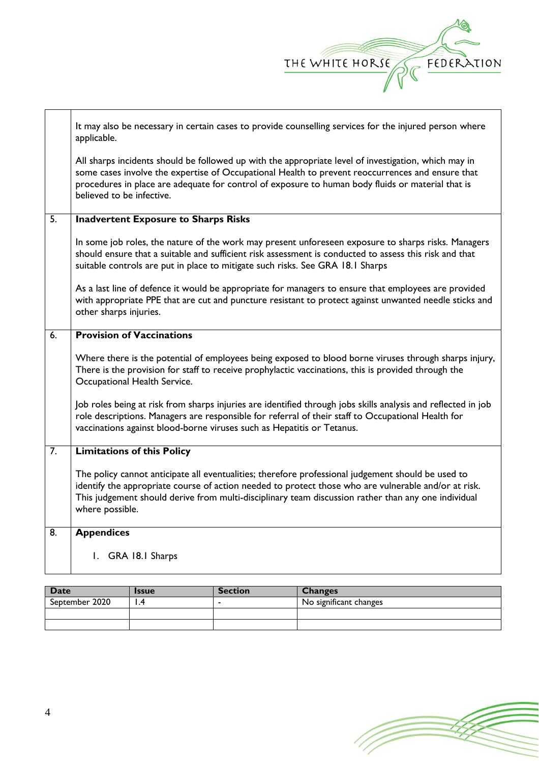It may also be necessary in certain cases to provide counselling services for the injured person where applicable.

All sharps incidents should be followed up with the appropriate level of investigation, which may in some cases involve the expertise of Occupational Health to prevent reoccurrences and ensure that procedures in place are adequate for control of exposure to human body fluids or material that is believed to be infective.

## 5. Inadvertent Exposure to Sharps Risks

In some job roles, the nature of the work may present unforeseen exposure to sharps risks. Managers should ensure that a suitable and sufficient risk assessment is conducted to assess this risk and that suitable controls are put in place to mitigate such risks. See GRA 18.1 Sharps

As a last line of defence it would be appropriate for managers to ensure that employees are provided with appropriate PPE that are cut and puncture resistant to protect against unwanted needle sticks and other sharps injuries.

## 6. Provision of Vaccinations

Where there is the potential of employees being exposed to blood borne viruses through sharps injury, There is the provision for staff to receive prophylactic vaccinations, this is provided through the Occupational Health Service.

Job roles being at risk from sharps injuries are identified through jobs skills analysis and reflected in job role descriptions. Managers are responsible for referral of their staff to Occupational Health for vaccinations against blood-borne viruses such as Hepatitis or Tetanus.

## 7. Limitations of this Policy

The policy cannot anticipate all eventualities; therefore professional judgement should be used to identify the appropriate course of action needed to protect those who are vulnerable and/or at risk. This judgement should derive from multi-disciplinary team discussion rather than any one individual where possible.

## 8. Appendices

1. GRA 18.1 Sharps

| Date | Issue | Section | Changes |
|---|---|---|---|
| September 2020 | 1.4 | - | No significant changes |
| | | | |
| | | | |